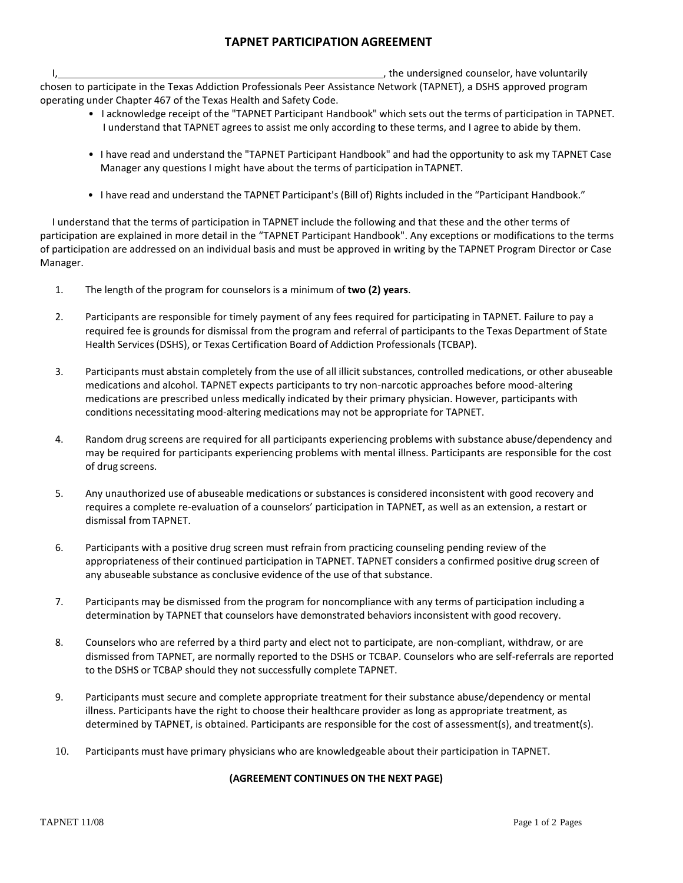# TAPNET PARTICIPATION AGREEMENT

I, ______________________________________________, the undersigned counselor, have voluntarily chosen to participate in the Texas Addiction Professionals Peer Assistance Network (TAPNET), a DSHS approved program operating under Chapter 467 of the Texas Health and Safety Code.

- I acknowledge receipt of the "TAPNET Participant Handbook" which sets out the terms of participation in TAPNET. I understand that TAPNET agrees to assist me only according to these terms, and I agree to abide by them.
- I have read and understand the "TAPNET Participant Handbook" and had the opportunity to ask my TAPNET Case Manager any questions I might have about the terms of participation in TAPNET.
- I have read and understand the TAPNET Participant's (Bill of) Rights included in the "Participant Handbook."

I understand that the terms of participation in TAPNET include the following and that these and the other terms of participation are explained in more detail in the "TAPNET Participant Handbook". Any exceptions or modifications to the terms of participation are addressed on an individual basis and must be approved in writing by the TAPNET Program Director or Case Manager.

1. The length of the program for counselors is a minimum of **two (2) years**.
2. Participants are responsible for timely payment of any fees required for participating in TAPNET. Failure to pay a required fee is grounds for dismissal from the program and referral of participants to the Texas Department of State Health Services (DSHS), or Texas Certification Board of Addiction Professionals (TCBAP).
3. Participants must abstain completely from the use of all illicit substances, controlled medications, or other abuseable medications and alcohol. TAPNET expects participants to try non-narcotic approaches before mood-altering medications are prescribed unless medically indicated by their primary physician. However, participants with conditions necessitating mood-altering medications may not be appropriate for TAPNET.
4. Random drug screens are required for all participants experiencing problems with substance abuse/dependency and may be required for participants experiencing problems with mental illness. Participants are responsible for the cost of drug screens.
5. Any unauthorized use of abuseable medications or substances is considered inconsistent with good recovery and requires a complete re-evaluation of a counselors' participation in TAPNET, as well as an extension, a restart or dismissal from TAPNET.
6. Participants with a positive drug screen must refrain from practicing counseling pending review of the appropriateness of their continued participation in TAPNET. TAPNET considers a confirmed positive drug screen of any abuseable substance as conclusive evidence of the use of that substance.
7. Participants may be dismissed from the program for noncompliance with any terms of participation including a determination by TAPNET that counselors have demonstrated behaviors inconsistent with good recovery.
8. Counselors who are referred by a third party and elect not to participate, are non-compliant, withdraw, or are dismissed from TAPNET, are normally reported to the DSHS or TCBAP. Counselors who are self-referrals are reported to the DSHS or TCBAP should they not successfully complete TAPNET.
9. Participants must secure and complete appropriate treatment for their substance abuse/dependency or mental illness. Participants have the right to choose their healthcare provider as long as appropriate treatment, as determined by TAPNET, is obtained. Participants are responsible for the cost of assessment(s), and treatment(s).
10. Participants must have primary physicians who are knowledgeable about their participation in TAPNET.

**(AGREEMENT CONTINUES ON THE NEXT PAGE)**

TAPNET 11/08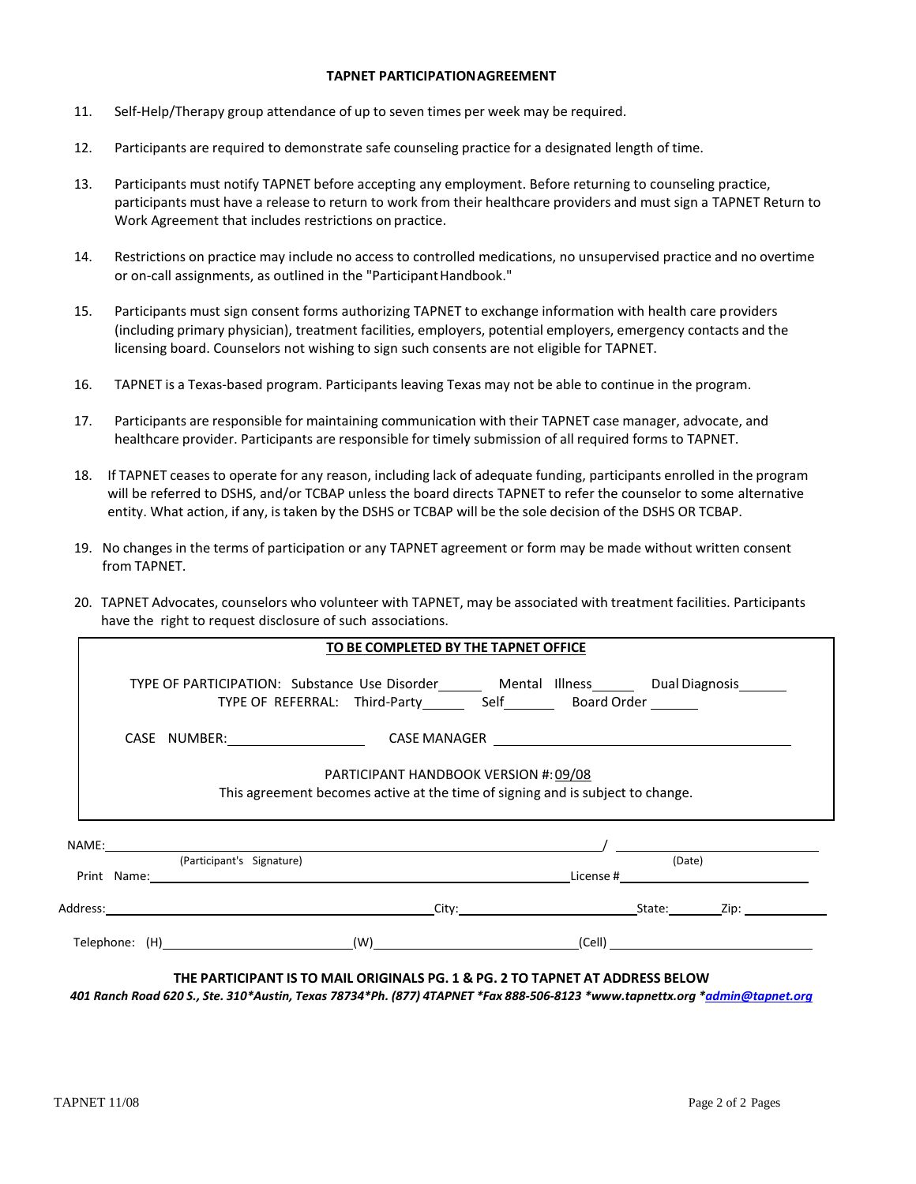**TAPNET PARTICIPATION AGREEMENT**

11. Self-Help/Therapy group attendance of up to seven times per week may be required.

12. Participants are required to demonstrate safe counseling practice for a designated length of time.

13. Participants must notify TAPNET before accepting any employment. Before returning to counseling practice, participants must have a release to return to work from their healthcare providers and must sign a TAPNET Return to Work Agreement that includes restrictions on practice.

14. Restrictions on practice may include no access to controlled medications, no unsupervised practice and no overtime or on-call assignments, as outlined in the "Participant Handbook."

15. Participants must sign consent forms authorizing TAPNET to exchange information with health care providers (including primary physician), treatment facilities, employers, potential employers, emergency contacts and the licensing board. Counselors not wishing to sign such consents are not eligible for TAPNET.

16. TAPNET is a Texas-based program. Participants leaving Texas may not be able to continue in the program.

17. Participants are responsible for maintaining communication with their TAPNET case manager, advocate, and healthcare provider. Participants are responsible for timely submission of all required forms to TAPNET.

18. If TAPNET ceases to operate for any reason, including lack of adequate funding, participants enrolled in the program will be referred to DSHS, and/or TCBAP unless the board directs TAPNET to refer the counselor to some alternative entity. What action, if any, is taken by the DSHS or TCBAP will be the sole decision of the DSHS OR TCBAP.

19. No changes in the terms of participation or any TAPNET agreement or form may be made without written consent from TAPNET.

20. TAPNET Advocates, counselors who volunteer with TAPNET, may be associated with treatment facilities. Participants have the right to request disclosure of such associations.

**TO BE COMPLETED BY THE TAPNET OFFICE**

TYPE OF PARTICIPATION: Substance Use Disorder\_\_\_\_\_\_ Mental Illness\_\_\_\_\_\_ Dual Diagnosis\_\_\_\_\_\_

TYPE OF REFERRAL: Third-Party\_\_\_\_\_\_ Self\_\_\_\_\_\_ Board Order\_\_\_\_\_\_

CASE NUMBER:\_\_\_\_\_\_\_\_\_\_\_\_\_\_\_\_ CASE MANAGER \_\_\_\_\_\_\_\_\_\_\_\_\_\_\_\_\_\_\_\_\_\_\_\_\_\_\_\_\_\_

PARTICIPANT HANDBOOK VERSION #: 09/08

This agreement becomes active at the time of signing and is subject to change.

NAME:\_\_\_\_\_\_\_\_\_\_\_\_\_\_\_\_\_\_\_\_\_\_\_\_\_\_\_\_\_\_\_\_\_\_\_\_\_\_\_\_ / \_\_\_\_\_\_\_\_\_\_\_\_\_\_\_\_\_\_
(Participant's Signature) (Date)

Print Name:\_\_\_\_\_\_\_\_\_\_\_\_\_\_\_\_\_\_\_\_\_\_\_\_\_\_\_\_\_\_\_\_\_\_\_\_\_\_\_\_ License #\_\_\_\_\_\_\_\_\_\_\_\_\_\_\_\_\_\_

Address:\_\_\_\_\_\_\_\_\_\_\_\_\_\_\_\_\_\_\_\_\_\_\_\_\_\_\_\_ City:\_\_\_\_\_\_\_\_\_\_\_\_\_\_\_\_ State:\_\_\_\_\_\_ Zip:\_\_\_\_\_\_\_\_

Telephone: (H)\_\_\_\_\_\_\_\_\_\_\_\_\_\_\_\_\_\_ (W)\_\_\_\_\_\_\_\_\_\_\_\_\_\_\_\_\_\_ (Cell)\_\_\_\_\_\_\_\_\_\_\_\_\_\_\_\_\_\_

**THE PARTICIPANT IS TO MAIL ORIGINALS PG. 1 & PG. 2 TO TAPNET AT ADDRESS BELOW**

***401 Ranch Road 620 S., Ste. 310\*Austin, Texas 78734\*Ph. (877) 4TAPNET \*Fax 888-506-8123 \*www.tapnettx.org \*admin@tapnet.org***

TAPNET 11/08